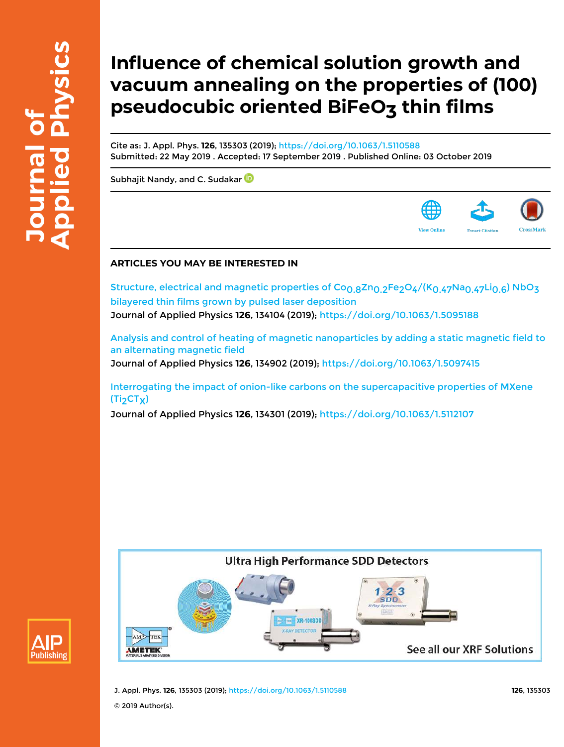# Influence of chemical solution growth and vacuum annealing on the properties of (100) pseudocubic oriented $BiFeO_3$ thin films

Cite as: J. Appl. Phys. **126**, 135303 (2019); https://doi.org/10.1063/1.5110588
Submitted: 22 May 2019 . Accepted: 17 September 2019 . Published Online: 03 October 2019

Subhajit Nandy, and C. Sudakar

View Online Export Citation CrossMark

## ARTICLES YOU MAY BE INTERESTED IN

Structure, electrical and magnetic properties of $Co_{0.8}Zn_{0.2}Fe_2O_4$/($K_{0.47}Na_{0.47}Li_{0.6}$) $NbO_3$ bilayered thin films grown by pulsed laser deposition
Journal of Applied Physics **126**, 134104 (2019); https://doi.org/10.1063/1.5095188

Analysis and control of heating of magnetic nanoparticles by adding a static magnetic field to an alternating magnetic field
Journal of Applied Physics **126**, 134902 (2019); https://doi.org/10.1063/1.5097415

Interrogating the impact of onion-like carbons on the supercapacitive properties of MXene ($Ti_2CT_X$)
Journal of Applied Physics **126**, 134301 (2019); https://doi.org/10.1063/1.5112107

© 2019 Author(s).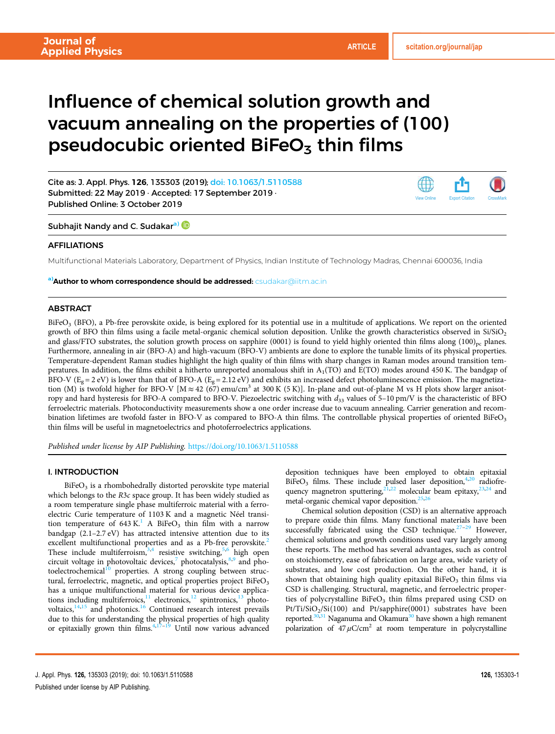# Influence of chemical solution growth and vacuum annealing on the properties of (100) pseudocubic oriented $BiFeO_3$ thin films

Cite as: J. Appl. Phys. **126**, 135303 (2019); doi: 10.1063/1.5110588
Submitted: 22 May 2019 · Accepted: 17 September 2019 · Published Online: 3 October 2019

Subhajit Nandy and C. Sudakar[a)]

## AFFILIATIONS

Multifunctional Materials Laboratory, Department of Physics, Indian Institute of Technology Madras, Chennai 600036, India

[a)]**Author to whom correspondence should be addressed:** csudakar@iitm.ac.in

## ABSTRACT

$BiFeO_3$ (BFO), a Pb-free perovskite oxide, is being explored for its potential use in a multitude of applications. We report on the oriented growth of BFO thin films using a facile metal-organic chemical solution deposition. Unlike the growth characteristics observed in Si/$SiO_2$ and glass/FTO substrates, the solution growth process on sapphire (0001) is found to yield highly oriented thin films along $(100)_{pc}$ planes. Furthermore, annealing in air (BFO-A) and high-vacuum (BFO-V) ambients are done to explore the tunable limits of its physical properties. Temperature-dependent Raman studies highlight the high quality of thin films with sharp changes in Raman modes around transition temperatures. In addition, the films exhibit a hitherto unreported anomalous shift in $A_1$(TO) and E(TO) modes around 450 K. The bandgap of BFO-V ($E_g = 2$ eV) is lower than that of BFO-A ($E_g = 2.12$ eV) and exhibits an increased defect photoluminescence emission. The magnetization (M) is twofold higher for BFO-V [$M \approx 42$ (67) emu/cm$^3$ at 300 K (5 K)]. In-plane and out-of-plane M vs H plots show larger anisotropy and hard hysteresis for BFO-A compared to BFO-V. Piezoelectric switching with $d_{33}$ values of 5–10 pm/V is the characteristic of BFO ferroelectric materials. Photoconductivity measurements show a one order increase due to vacuum annealing. Carrier generation and recombination lifetimes are twofold faster in BFO-V as compared to BFO-A thin films. The controllable physical properties of oriented $BiFeO_3$ thin films will be useful in magnetoelectrics and photoferroelectrics applications.

*Published under license by AIP Publishing.* https://doi.org/10.1063/1.5110588

## I. INTRODUCTION

$BiFeO_3$ is a rhombohedrally distorted perovskite type material which belongs to the *R3c* space group. It has been widely studied as a room temperature single phase multiferroic material with a ferroelectric Curie temperature of 1103 K and a magnetic Néel transition temperature of 643 K.[1] A $BiFeO_3$ thin film with a narrow bandgap (2.1–2.7 eV) has attracted intensive attention due to its excellent multifunctional properties and as a Pb-free perovskite.[2] These include multiferroism,[3,4] resistive switching,[5,6] high open circuit voltage in photovoltaic devices,[7] photocatalysis,[8,9] and photoelectrochemical[10] properties. A strong coupling between structural, ferroelectric, magnetic, and optical properties project $BiFeO_3$ has a unique multifunctional material for various device applications including multiferroics,[11] electronics,[12] spintronics,[13] photovoltaics,[14,15] and photonics.[16] Continued research interest prevails due to this for understanding the physical properties of high quality or epitaxially grown thin films.[4,17–19] Until now various advanced deposition techniques have been employed to obtain epitaxial $BiFeO_3$ films. These include pulsed laser deposition,[4,20] radiofrequency magnetron sputtering,[21,22] molecular beam epitaxy,[23,24] and metal-organic chemical vapor deposition.[25,26]

Chemical solution deposition (CSD) is an alternative approach to prepare oxide thin films. Many functional materials have been successfully fabricated using the CSD technique.[27–29] However, chemical solutions and growth conditions used vary largely among these reports. The method has several advantages, such as control on stoichiometry, ease of fabrication on large area, wide variety of substrates, and low cost production. On the other hand, it is shown that obtaining high quality epitaxial $BiFeO_3$ thin films via CSD is challenging. Structural, magnetic, and ferroelectric properties of polycrystalline $BiFeO_3$ thin films prepared using CSD on Pt/Ti/$SiO_2$/Si(100) and Pt/sapphire(0001) substrates have been reported.[30,31] Naganuma and Okamura[30] have shown a high remanent polarization of 47 $\mu$C/cm$^2$ at room temperature in polycrystalline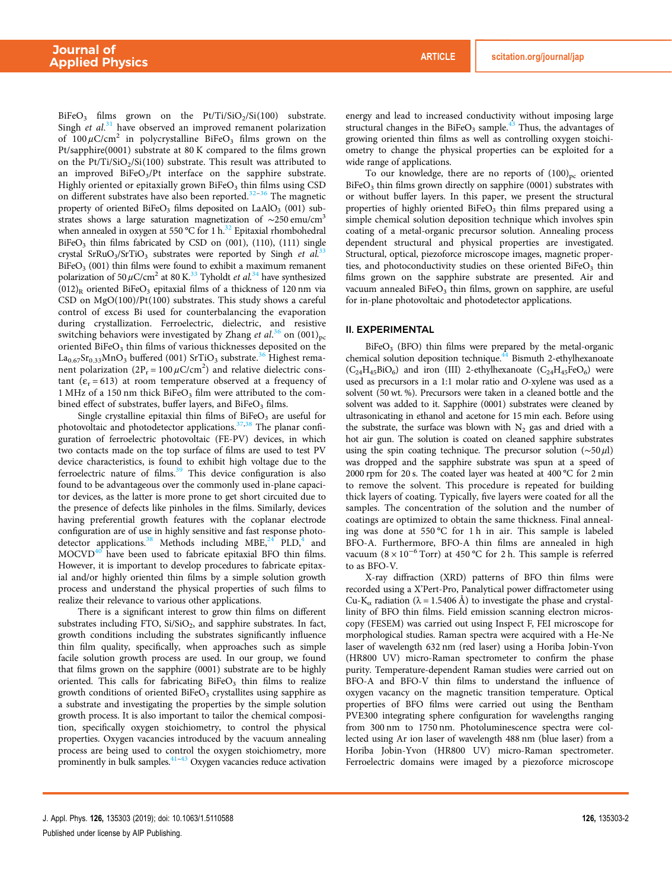$BiFeO_3$ films grown on the $Pt/Ti/SiO_2/Si(100)$ substrate. Singh *et al.*[31] have observed an improved remanent polarization of $100\,\mu C/cm^2$ in polycrystalline $BiFeO_3$ films grown on the Pt/sapphire(0001) substrate at 80 K compared to the films grown on the $Pt/Ti/SiO_2/Si(100)$ substrate. This result was attributed to an improved $BiFeO_3$/Pt interface on the sapphire substrate. Highly oriented or epitaxially grown $BiFeO_3$ thin films using CSD on different substrates have also been reported.[32–36] The magnetic property of oriented $BiFeO_3$ films deposited on $LaAlO_3$ (001) substrates shows a large saturation magnetization of $\sim 250\,emu/cm^3$ when annealed in oxygen at 550 °C for 1 h.[32] Epitaxial rhombohedral $BiFeO_3$ thin films fabricated by CSD on (001), (110), (111) single crystal $SrRuO_3/SrTiO_3$ substrates were reported by Singh *et al.*[33] $BiFeO_3$ (001) thin films were found to exhibit a maximum remanent polarization of $50\,\mu C/cm^2$ at 80 K.[33] Tyholdt *et al.*[34] have synthesized $(012)_R$ oriented $BiFeO_3$ epitaxial films of a thickness of 120 nm via CSD on MgO(100)/Pt(100) substrates. This study shows a careful control of excess Bi used for counterbalancing the evaporation during crystallization. Ferroelectric, dielectric, and resistive switching behaviors were investigated by Zhang *et al.*[36] on $(001)_{pc}$ oriented $BiFeO_3$ thin films of various thicknesses deposited on the $La_{0.67}Sr_{0.33}MnO_3$ buffered (001) $SrTiO_3$ substrate.[36] Highest remanent polarization ($2P_r = 100\,\mu C/cm^2$) and relative dielectric constant ($\varepsilon_r = 613$) at room temperature observed at a frequency of 1 MHz of a 150 nm thick $BiFeO_3$ film were attributed to the combined effect of substrates, buffer layers, and $BiFeO_3$ films.

Single crystalline epitaxial thin films of $BiFeO_3$ are useful for photovoltaic and photodetector applications.[37,38] The planar configuration of ferroelectric photovoltaic (FE-PV) devices, in which two contacts made on the top surface of films are used to test PV device characteristics, is found to exhibit high voltage due to the ferroelectric nature of films.[39] This device configuration is also found to be advantageous over the commonly used in-plane capacitor devices, as the latter is more prone to get short circuited due to the presence of defects like pinholes in the films. Similarly, devices having preferential growth features with the coplanar electrode configuration are of use in highly sensitive and fast response photodetector applications.[38] Methods including MBE,[24] PLD,[4] and MOCVD[40] have been used to fabricate epitaxial BFO thin films. However, it is important to develop procedures to fabricate epitaxial and/or highly oriented thin films by a simple solution growth process and understand the physical properties of such films to realize their relevance to various other applications.

There is a significant interest to grow thin films on different substrates including FTO, $Si/SiO_2$, and sapphire substrates. In fact, growth conditions including the substrates significantly influence thin film quality, specifically, when approaches such as simple facile solution growth process are used. In our group, we found that films grown on the sapphire (0001) substrate are to be highly oriented. This calls for fabricating $BiFeO_3$ thin films to realize growth conditions of oriented $BiFeO_3$ crystallites using sapphire as a substrate and investigating the properties by the simple solution growth process. It is also important to tailor the chemical composition, specifically oxygen stoichiometry, to control the physical properties. Oxygen vacancies introduced by the vacuum annealing process are being used to control the oxygen stoichiometry, more prominently in bulk samples.[41–43] Oxygen vacancies reduce activation energy and lead to increased conductivity without imposing large structural changes in the $BiFeO_3$ sample.[43] Thus, the advantages of growing oriented thin films as well as controlling oxygen stoichiometry to change the physical properties can be exploited for a wide range of applications.

To our knowledge, there are no reports of $(100)_{pc}$ oriented $BiFeO_3$ thin films grown directly on sapphire (0001) substrates with or without buffer layers. In this paper, we present the structural properties of highly oriented $BiFeO_3$ thin films prepared using a simple chemical solution deposition technique which involves spin coating of a metal-organic precursor solution. Annealing process dependent structural and physical properties are investigated. Structural, optical, piezoforce microscope images, magnetic properties, and photoconductivity studies on these oriented $BiFeO_3$ thin films grown on the sapphire substrate are presented. Air and vacuum annealed $BiFeO_3$ thin films, grown on sapphire, are useful for in-plane photovoltaic and photodetector applications.

## II. EXPERIMENTAL

$BiFeO_3$ (BFO) thin films were prepared by the metal-organic chemical solution deposition technique.[44] Bismuth 2-ethylhexanoate ($C_{24}H_{45}BiO_6$) and iron (III) 2-ethylhexanoate ($C_{24}H_{45}FeO_6$) were used as precursors in a 1:1 molar ratio and *O*-xylene was used as a solvent (50 wt. %). Precursors were taken in a cleaned bottle and the solvent was added to it. Sapphire (0001) substrates were cleaned by ultrasonicating in ethanol and acetone for 15 min each. Before using the substrate, the surface was blown with $N_2$ gas and dried with a hot air gun. The solution is coated on cleaned sapphire substrates using the spin coating technique. The precursor solution ($\sim 50\,\mu l$) was dropped and the sapphire substrate was spun at a speed of 2000 rpm for 20 s. The coated layer was heated at 400 °C for 2 min to remove the solvent. This procedure is repeated for building thick layers of coating. Typically, five layers were coated for all the samples. The concentration of the solution and the number of coatings are optimized to obtain the same thickness. Final annealing was done at 550 °C for 1 h in air. This sample is labeled BFO-A. Furthermore, BFO-A thin films are annealed in high vacuum ($8 \times 10^{-6}$ Torr) at 450 °C for 2 h. This sample is referred to as BFO-V.

X-ray diffraction (XRD) patterns of BFO thin films were recorded using a X'Pert-Pro, Panalytical powder diffractometer using Cu-$K_\alpha$ radiation ($\lambda = 1.5406$ Å) to investigate the phase and crystallinity of BFO thin films. Field emission scanning electron microscopy (FESEM) was carried out using Inspect F, FEI microscope for morphological studies. Raman spectra were acquired with a He-Ne laser of wavelength 632 nm (red laser) using a Horiba Jobin-Yvon (HR800 UV) micro-Raman spectrometer to confirm the phase purity. Temperature-dependent Raman studies were carried out on BFO-A and BFO-V thin films to understand the influence of oxygen vacancy on the magnetic transition temperature. Optical properties of BFO films were carried out using the Bentham PVE300 integrating sphere configuration for wavelengths ranging from 300 nm to 1750 nm. Photoluminescence spectra were collected using Ar ion laser of wavelength 488 nm (blue laser) from a Horiba Jobin-Yvon (HR800 UV) micro-Raman spectrometer. Ferroelectric domains were imaged by a piezoforce microscope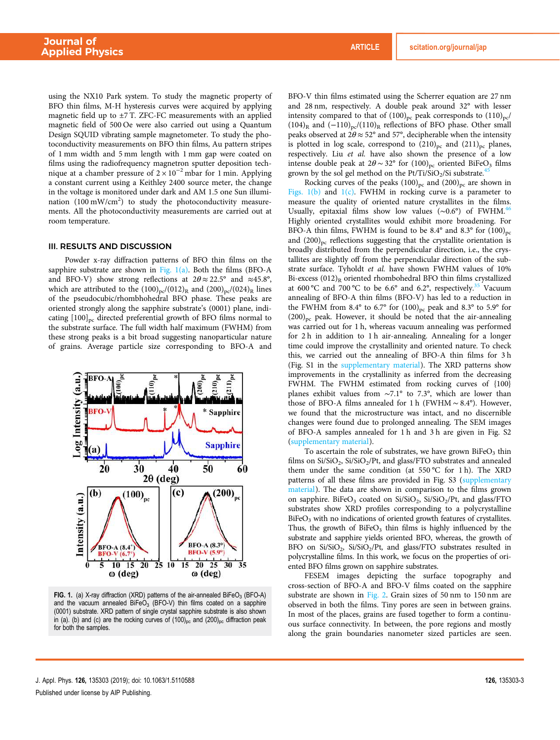using the NX10 Park system. To study the magnetic property of BFO thin films, M-H hysteresis curves were acquired by applying magnetic field up to ±7 T. ZFC-FC measurements with an applied magnetic field of 500 Oe were also carried out using a Quantum Design SQUID vibrating sample magnetometer. To study the photoconductivity measurements on BFO thin films, Au pattern stripes of 1 mm width and 5 mm length with 1 mm gap were coated on films using the radiofrequency magnetron sputter deposition technique at a chamber pressure of $2 \times 10^{-2}$ mbar for 1 min. Applying a constant current using a Keithley 2400 source meter, the change in the voltage is monitored under dark and AM 1.5 one Sun illumination (100 mW/cm$^2$) to study the photoconductivity measurements. All the photoconductivity measurements are carried out at room temperature.

## III. RESULTS AND DISCUSSION

Powder x-ray diffraction patterns of BFO thin films on the sapphire substrate are shown in Fig. 1(a). Both the films (BFO-A and BFO-V) show strong reflections at $2\theta \approx 22.5°$ and $\approx 45.8°$, which are attributed to the $(100)_{pc}/(012)_R$ and $(200)_{pc}/(024)_R$ lines of the pseudocubic/rhombhohedral BFO phase. These peaks are oriented strongly along the sapphire substrate's (0001) plane, indicating $[100]_{pc}$ directed preferential growth of BFO films normal to the substrate surface. The full width half maximum (FWHM) from these strong peaks is a bit broad suggesting nanoparticular nature of grains. Average particle size corresponding to BFO-A and BFO-V thin films estimated using the Scherrer equation are 27 nm and 28 nm, respectively. A double peak around 32° with lesser intensity compared to that of $(100)_{pc}$ peak corresponds to $(110)_{pc}/(104)_R$ and $(-110)_{pc}/(110)_R$ reflections of BFO phase. Other small peaks observed at $2\theta \approx 52°$ and 57°, decipherable when the intensity is plotted in log scale, correspond to $(210)_{pc}$ and $(211)_{pc}$ planes, respectively. Liu *et al.* have also shown the presence of a low intense double peak at $2\theta \sim 32°$ for $(100)_{pc}$ oriented $BiFeO_3$ films grown by the sol gel method on the Pt/Ti/$SiO_2$/Si substrate.[45]

FIG. 1. (a) X-ray diffraction (XRD) patterns of the air-annealed $BiFeO_3$ (BFO-A) and the vacuum annealed $BiFeO_3$ (BFO-V) thin films coated on a sapphire (0001) substrate. XRD pattern of single crystal sapphire substrate is also shown in (a). (b) and (c) are the rocking curves of $(100)_{pc}$ and $(200)_{pc}$ diffraction peak for both the samples.

Rocking curves of the peaks $(100)_{pc}$ and $(200)_{pc}$ are shown in Figs. 1(b) and 1(c). FWHM in rocking curve is a parameter to measure the quality of oriented nature crystallites in the films. Usually, epitaxial films show low values (~0.6°) of FWHM.[46] Highly oriented crystallites would exhibit more broadening. For BFO-A thin films, FWHM is found to be 8.4° and 8.3° for $(100)_{pc}$ and $(200)_{pc}$ reflections suggesting that the crystallite orientation is broadly distributed from the perpendicular direction, i.e., the crystallites are slightly off from the perpendicular direction of the substrate surface. Tyholdt *et al.* have shown FWHM values of 10% Bi-excess $(012)_R$ oriented rhombohedral BFO thin films crystallized at 600 °C and 700 °C to be 6.6° and 6.2°, respectively.[35] Vacuum annealing of BFO-A thin films (BFO-V) has led to a reduction in the FWHM from 8.4° to 6.7° for $(100)_{pc}$ peak and 8.3° to 5.9° for $(200)_{pc}$ peak. However, it should be noted that the air-annealing was carried out for 1 h, whereas vacuum annealing was performed for 2 h in addition to 1 h air-annealing. Annealing for a longer time could improve the crystallinity and oriented nature. To check this, we carried out the annealing of BFO-A thin films for 3 h (Fig. S1 in the supplementary material). The XRD patterns show improvements in the crystallinity as inferred from the decreasing FWHM. The FWHM estimated from rocking curves of {100} planes exhibit values from ~7.1° to 7.3°, which are lower than those of BFO-A films annealed for 1 h (FWHM ~ 8.4°). However, we found that the microstructure was intact, and no discernible changes were found due to prolonged annealing. The SEM images of BFO-A samples annealed for 1 h and 3 h are given in Fig. S2 (supplementary material).

To ascertain the role of substrates, we have grown $BiFeO_3$ thin films on Si/$SiO_2$, Si/$SiO_2$/Pt, and glass/FTO substrates and annealed them under the same condition (at 550 °C for 1 h). The XRD patterns of all these films are provided in Fig. S3 (supplementary material). The data are shown in comparison to the films grown on sapphire. $BiFeO_3$ coated on Si/$SiO_2$, Si/$SiO_2$/Pt, and glass/FTO substrates show XRD profiles corresponding to a polycrystalline $BiFeO_3$ with no indications of oriented growth features of crystallites. Thus, the growth of $BiFeO_3$ thin films is highly influenced by the substrate and sapphire yields oriented BFO, whereas, the growth of BFO on Si/$SiO_2$, Si/$SiO_2$/Pt, and glass/FTO substrates resulted in polycrystalline films. In this work, we focus on the properties of oriented BFO films grown on sapphire substrates.

FESEM images depicting the surface topography and cross-section of BFO-A and BFO-V films coated on the sapphire substrate are shown in Fig. 2. Grain sizes of 50 nm to 150 nm are observed in both the films. Tiny pores are seen in between grains. In most of the places, grains are fused together to form a continuous surface connectivity. In between, the pore regions and mostly along the grain boundaries nanometer sized particles are seen.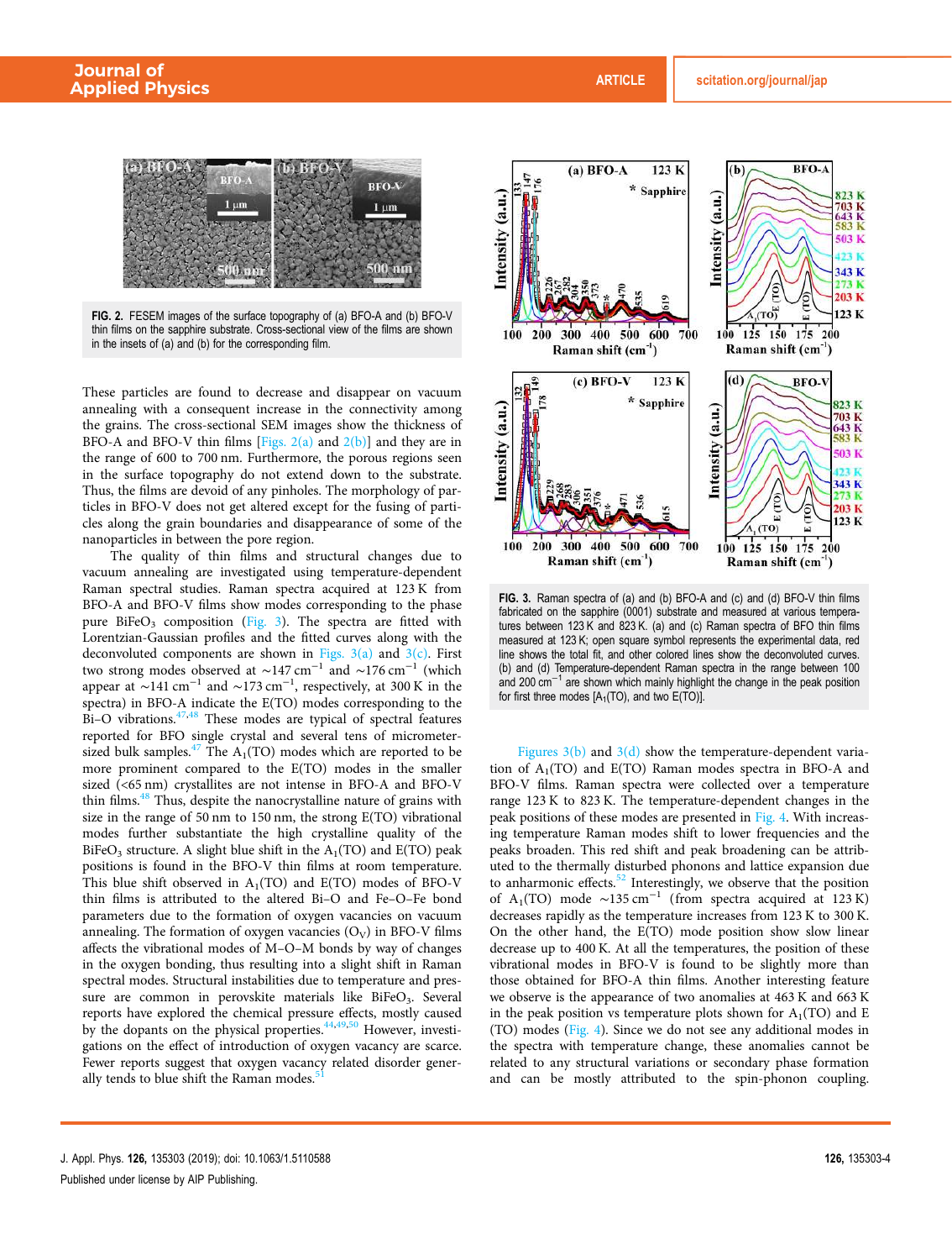FIG. 2. FESEM images of the surface topography of (a) BFO-A and (b) BFO-V thin films on the sapphire substrate. Cross-sectional view of the films are shown in the insets of (a) and (b) for the corresponding film.

These particles are found to decrease and disappear on vacuum annealing with a consequent increase in the connectivity among the grains. The cross-sectional SEM images show the thickness of BFO-A and BFO-V thin films [Figs. 2(a) and 2(b)] and they are in the range of 600 to 700 nm. Furthermore, the porous regions seen in the surface topography do not extend down to the substrate. Thus, the films are devoid of any pinholes. The morphology of particles in BFO-V does not get altered except for the fusing of particles along the grain boundaries and disappearance of some of the nanoparticles in between the pore region.

The quality of thin films and structural changes due to vacuum annealing are investigated using temperature-dependent Raman spectral studies. Raman spectra acquired at 123 K from BFO-A and BFO-V films show modes corresponding to the phase pure $BiFeO_3$ composition (Fig. 3). The spectra are fitted with Lorentzian-Gaussian profiles and the fitted curves along with the deconvoluted components are shown in Figs. 3(a) and 3(c). First two strong modes observed at ~147 $cm^{-1}$ and ~176 $cm^{-1}$ (which appear at ~141 $cm^{-1}$ and ~173 $cm^{-1}$, respectively, at 300 K in the spectra) in BFO-A indicate the E(TO) modes corresponding to the Bi–O vibrations.[47,48] These modes are typical of spectral features reported for BFO single crystal and several tens of micrometer-sized bulk samples.[47] The $A_1$(TO) modes which are reported to be more prominent compared to the E(TO) modes in the smaller sized (<65 nm) crystallites are not intense in BFO-A and BFO-V thin films.[48] Thus, despite the nanocrystalline nature of grains with size in the range of 50 nm to 150 nm, the strong E(TO) vibrational modes further substantiate the high crystalline quality of the $BiFeO_3$ structure. A slight blue shift in the $A_1$(TO) and E(TO) peak positions is found in the BFO-V thin films at room temperature. This blue shift observed in $A_1$(TO) and E(TO) modes of BFO-V thin films is attributed to the altered Bi–O and Fe–O–Fe bond parameters due to the formation of oxygen vacancies on vacuum annealing. The formation of oxygen vacancies ($O_V$) in BFO-V films affects the vibrational modes of M–O–M bonds by way of changes in the oxygen bonding, thus resulting into a slight shift in Raman spectral modes. Structural instabilities due to temperature and pressure are common in perovskite materials like $BiFeO_3$. Several reports have explored the chemical pressure effects, mostly caused by the dopants on the physical properties.[44,49,50] However, investigations on the effect of introduction of oxygen vacancy are scarce. Fewer reports suggest that oxygen vacancy related disorder generally tends to blue shift the Raman modes.[51]

FIG. 3. Raman spectra of (a) and (b) BFO-A and (c) and (d) BFO-V thin films fabricated on the sapphire (0001) substrate and measured at various temperatures between 123 K and 823 K. (a) and (c) Raman spectra of BFO thin films measured at 123 K; open square symbol represents the experimental data, red line shows the total fit, and other colored lines show the deconvoluted curves. (b) and (d) Temperature-dependent Raman spectra in the range between 100 and 200 $cm^{-1}$ are shown which mainly highlight the change in the peak position for first three modes [$A_1$(TO), and two E(TO)].

Figures 3(b) and 3(d) show the temperature-dependent variation of $A_1$(TO) and E(TO) Raman modes spectra in BFO-A and BFO-V films. Raman spectra were collected over a temperature range 123 K to 823 K. The temperature-dependent changes in the peak positions of these modes are presented in Fig. 4. With increasing temperature Raman modes shift to lower frequencies and the peaks broaden. This red shift and peak broadening can be attributed to the thermally disturbed phonons and lattice expansion due to anharmonic effects.[52] Interestingly, we observe that the position of $A_1$(TO) mode ~135 $cm^{-1}$ (from spectra acquired at 123 K) decreases rapidly as the temperature increases from 123 K to 300 K. On the other hand, the E(TO) mode position show slow linear decrease up to 400 K. At all the temperatures, the position of these vibrational modes in BFO-V is found to be slightly more than those obtained for BFO-A thin films. Another interesting feature we observe is the appearance of two anomalies at 463 K and 663 K in the peak position vs temperature plots shown for $A_1$(TO) and E (TO) modes (Fig. 4). Since we do not see any additional modes in the spectra with temperature change, these anomalies cannot be related to any structural variations or secondary phase formation and can be mostly attributed to the spin-phonon coupling.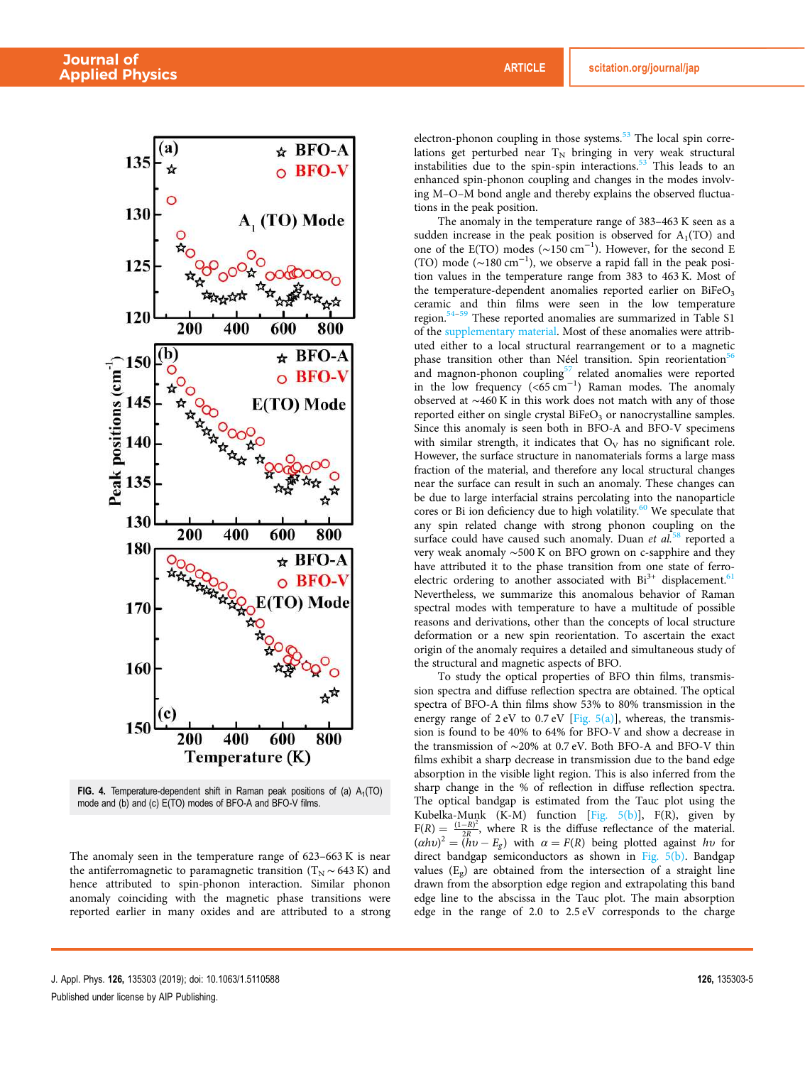FIG. 4. Temperature-dependent shift in Raman peak positions of (a) $A_1$(TO) mode and (b) and (c) E(TO) modes of BFO-A and BFO-V films.

The anomaly seen in the temperature range of 623–663 K is near the antiferromagnetic to paramagnetic transition ($T_N \sim 643$ K) and hence attributed to spin-phonon interaction. Similar phonon anomaly coinciding with the magnetic phase transitions were reported earlier in many oxides and are attributed to a strong electron-phonon coupling in those systems.[53] The local spin correlations get perturbed near $T_N$ bringing in very weak structural instabilities due to the spin-spin interactions.[53] This leads to an enhanced spin-phonon coupling and changes in the modes involving M–O–M bond angle and thereby explains the observed fluctuations in the peak position.

The anomaly in the temperature range of 383–463 K seen as a sudden increase in the peak position is observed for $A_1$(TO) and one of the E(TO) modes (~150 cm$^{-1}$). However, for the second E (TO) mode (~180 cm$^{-1}$), we observe a rapid fall in the peak position values in the temperature range from 383 to 463 K. Most of the temperature-dependent anomalies reported earlier on $BiFeO_3$ ceramic and thin films were seen in the low temperature region.[54–59] These reported anomalies are summarized in Table S1 of the supplementary material. Most of these anomalies were attributed either to a local structural rearrangement or to a magnetic phase transition other than Néel transition. Spin reorientation[56] and magnon-phonon coupling[57] related anomalies were reported in the low frequency (<65 cm$^{-1}$) Raman modes. The anomaly observed at ~460 K in this work does not match with any of those reported either on single crystal $BiFeO_3$ or nanocrystalline samples. Since this anomaly is seen both in BFO-A and BFO-V specimens with similar strength, it indicates that $O_V$ has no significant role. However, the surface structure in nanomaterials forms a large mass fraction of the material, and therefore any local structural changes near the surface can result in such an anomaly. These changes can be due to large interfacial strains percolating into the nanoparticle cores or Bi ion deficiency due to high volatility.[60] We speculate that any spin related change with strong phonon coupling on the surface could have caused such anomaly. Duan *et al.*[58] reported a very weak anomaly ~500 K on BFO grown on c-sapphire and they have attributed it to the phase transition from one state of ferroelectric ordering to another associated with $Bi^{3+}$ displacement.[61] Nevertheless, we summarize this anomalous behavior of Raman spectral modes with temperature to have a multitude of possible reasons and derivations, other than the concepts of local structure deformation or a new spin reorientation. To ascertain the exact origin of the anomaly requires a detailed and simultaneous study of the structural and magnetic aspects of BFO.

To study the optical properties of BFO thin films, transmission spectra and diffuse reflection spectra are obtained. The optical spectra of BFO-A thin films show 53% to 80% transmission in the energy range of 2 eV to 0.7 eV [Fig. 5(a)], whereas, the transmission is found to be 40% to 64% for BFO-V and show a decrease in the transmission of ~20% at 0.7 eV. Both BFO-A and BFO-V thin films exhibit a sharp decrease in transmission due to the band edge absorption in the visible light region. This is also inferred from the sharp change in the % of reflection in diffuse reflection spectra. The optical bandgap is estimated from the Tauc plot using the Kubelka-Munk (K-M) function [Fig. 5(b)], F(R), given by $F(R) = \frac{(1-R)^2}{2R}$, where R is the diffuse reflectance of the material. $(\alpha h\upsilon)^2 = (h\upsilon - E_g)$ with $\alpha = F(R)$ being plotted against $h\upsilon$ for direct bandgap semiconductors as shown in Fig. 5(b). Bandgap values ($E_g$) are obtained from the intersection of a straight line drawn from the absorption edge region and extrapolating this band edge line to the abscissa in the Tauc plot. The main absorption edge in the range of 2.0 to 2.5 eV corresponds to the charge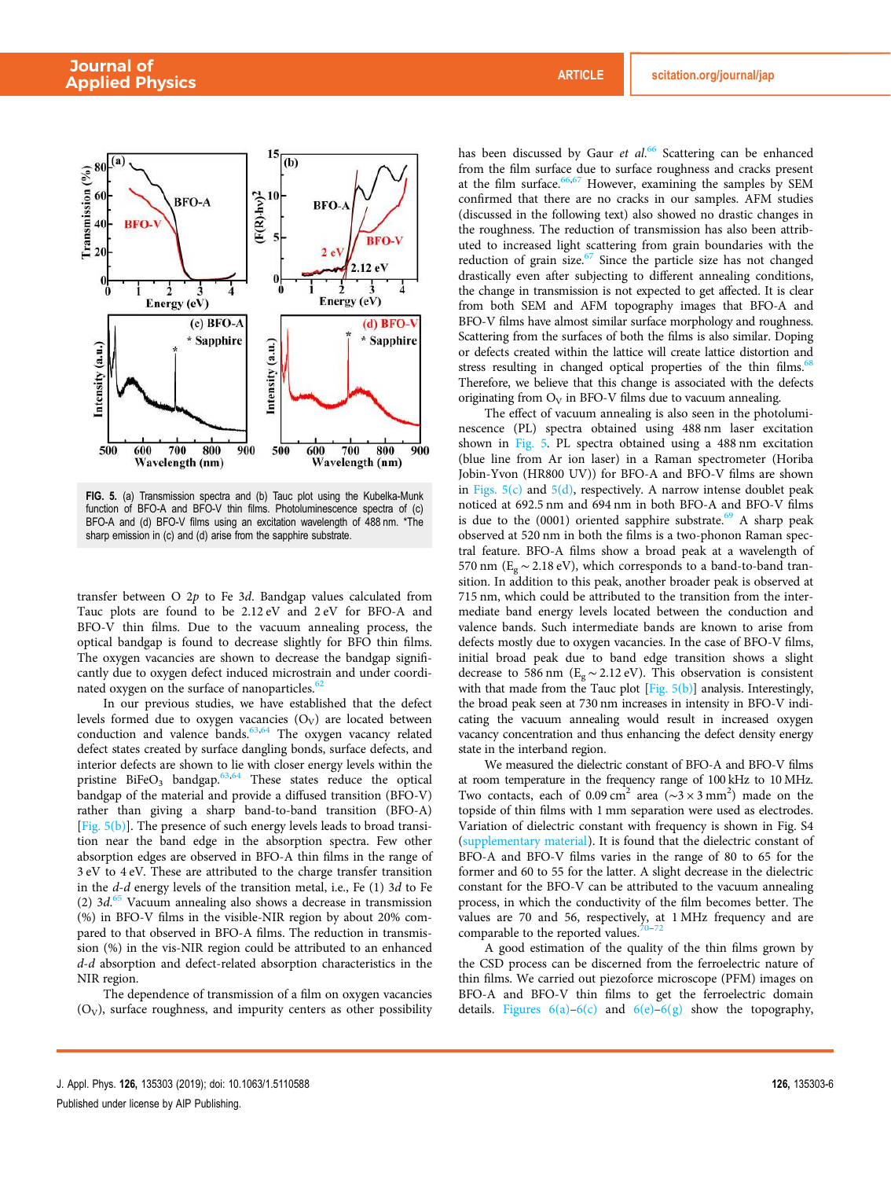FIG. 5. (a) Transmission spectra and (b) Tauc plot using the Kubelka-Munk function of BFO-A and BFO-V thin films. Photoluminescence spectra of (c) BFO-A and (d) BFO-V films using an excitation wavelength of 488 nm. *The sharp emission in (c) and (d) arise from the sapphire substrate.

transfer between O 2*p* to Fe 3*d*. Bandgap values calculated from Tauc plots are found to be 2.12 eV and 2 eV for BFO-A and BFO-V thin films. Due to the vacuum annealing process, the optical bandgap is found to decrease slightly for BFO thin films. The oxygen vacancies are shown to decrease the bandgap significantly due to oxygen defect induced microstrain and under coordinated oxygen on the surface of nanoparticles.[62]

In our previous studies, we have established that the defect levels formed due to oxygen vacancies ($O_V$) are located between conduction and valence bands.[63,64] The oxygen vacancy related defect states created by surface dangling bonds, surface defects, and interior defects are shown to lie with closer energy levels within the pristine $BiFeO_3$ bandgap.[63,64] These states reduce the optical bandgap of the material and provide a diffused transition (BFO-V) rather than giving a sharp band-to-band transition (BFO-A) [Fig. 5(b)]. The presence of such energy levels leads to broad transition near the band edge in the absorption spectra. Few other absorption edges are observed in BFO-A thin films in the range of 3 eV to 4 eV. These are attributed to the charge transfer transition in the *d*-*d* energy levels of the transition metal, i.e., Fe (1) 3*d* to Fe (2) 3*d*.[65] Vacuum annealing also shows a decrease in transmission (%) in BFO-V films in the visible-NIR region by about 20% compared to that observed in BFO-A films. The reduction in transmission (%) in the vis-NIR region could be attributed to an enhanced *d*-*d* absorption and defect-related absorption characteristics in the NIR region.

The dependence of transmission of a film on oxygen vacancies ($O_V$), surface roughness, and impurity centers as other possibility has been discussed by Gaur *et al.*[66] Scattering can be enhanced from the film surface due to surface roughness and cracks present at the film surface.[66,67] However, examining the samples by SEM confirmed that there are no cracks in our samples. AFM studies (discussed in the following text) also showed no drastic changes in the roughness. The reduction of transmission has also been attributed to increased light scattering from grain boundaries with the reduction of grain size.[67] Since the particle size has not changed drastically even after subjecting to different annealing conditions, the change in transmission is not expected to get affected. It is clear from both SEM and AFM topography images that BFO-A and BFO-V films have almost similar surface morphology and roughness. Scattering from the surfaces of both the films is also similar. Doping or defects created within the lattice will create lattice distortion and stress resulting in changed optical properties of the thin films.[68] Therefore, we believe that this change is associated with the defects originating from $O_V$ in BFO-V films due to vacuum annealing.

The effect of vacuum annealing is also seen in the photoluminescence (PL) spectra obtained using 488 nm laser excitation shown in Fig. 5. PL spectra obtained using a 488 nm excitation (blue line from Ar ion laser) in a Raman spectrometer (Horiba Jobin-Yvon (HR800 UV)) for BFO-A and BFO-V films are shown in Figs. 5(c) and 5(d), respectively. A narrow intense doublet peak noticed at 692.5 nm and 694 nm in both BFO-A and BFO-V films is due to the (0001) oriented sapphire substrate.[69] A sharp peak observed at 520 nm in both the films is a two-phonon Raman spectral feature. BFO-A films show a broad peak at a wavelength of 570 nm ($E_g \sim 2.18$ eV), which corresponds to a band-to-band transition. In addition to this peak, another broader peak is observed at 715 nm, which could be attributed to the transition from the intermediate band energy levels located between the conduction and valence bands. Such intermediate bands are known to arise from defects mostly due to oxygen vacancies. In the case of BFO-V films, initial broad peak due to band edge transition shows a slight decrease to 586 nm ($E_g \sim 2.12$ eV). This observation is consistent with that made from the Tauc plot [Fig. 5(b)] analysis. Interestingly, the broad peak seen at 730 nm increases in intensity in BFO-V indicating the vacuum annealing would result in increased oxygen vacancy concentration and thus enhancing the defect density energy state in the interband region.

We measured the dielectric constant of BFO-A and BFO-V films at room temperature in the frequency range of 100 kHz to 10 MHz. Two contacts, each of 0.09 $cm^2$ area ($\sim 3 \times 3$ $mm^2$) made on the topside of thin films with 1 mm separation were used as electrodes. Variation of dielectric constant with frequency is shown in Fig. S4 (supplementary material). It is found that the dielectric constant of BFO-A and BFO-V films varies in the range of 80 to 65 for the former and 60 to 55 for the latter. A slight decrease in the dielectric constant for the BFO-V can be attributed to the vacuum annealing process, in which the conductivity of the film becomes better. The values are 70 and 56, respectively, at 1 MHz frequency and are comparable to the reported values.[70–72]

A good estimation of the quality of the thin films grown by the CSD process can be discerned from the ferroelectric nature of thin films. We carried out piezoforce microscope (PFM) images on BFO-A and BFO-V thin films to get the ferroelectric domain details. Figures 6(a)–6(c) and 6(e)–6(g) show the topography,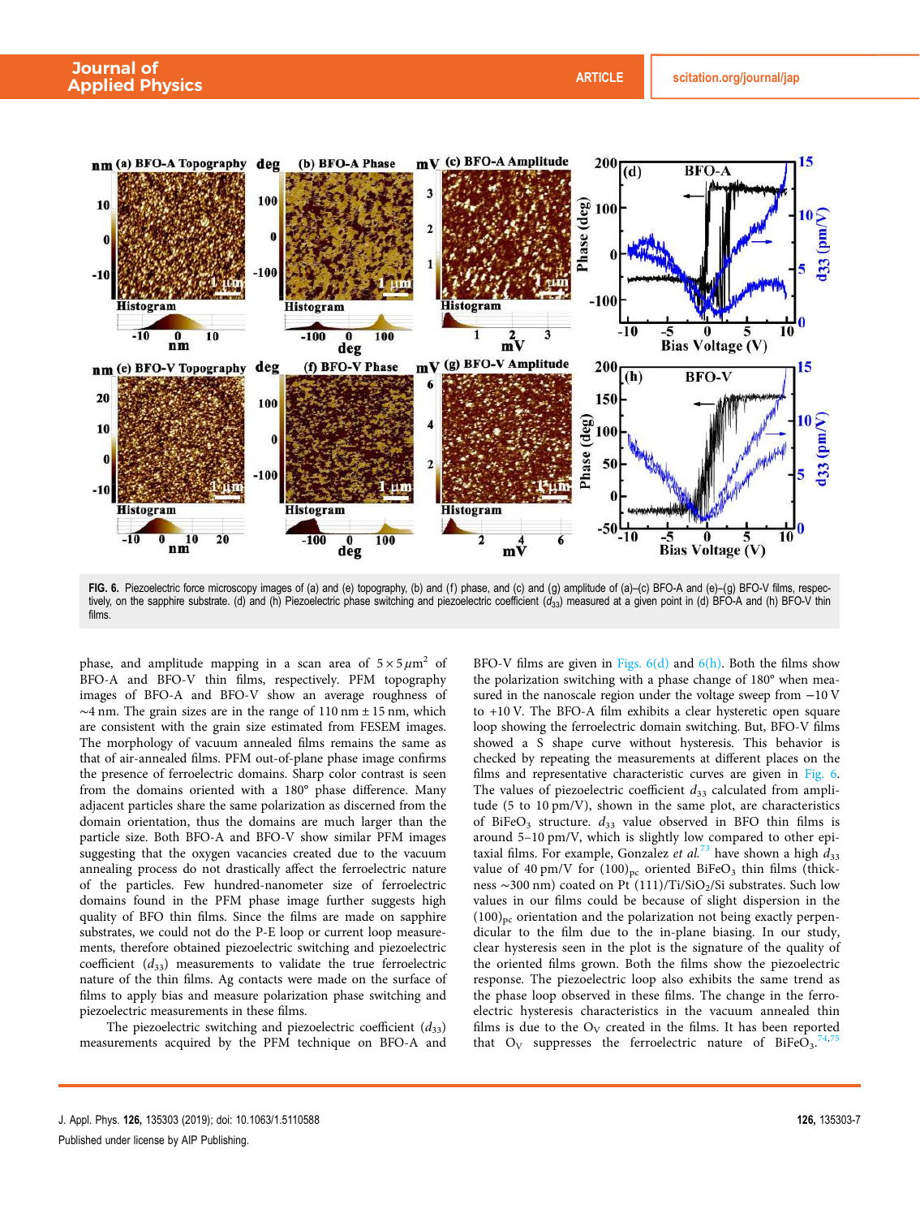FIG. 6. Piezoelectric force microscopy images of (a) and (e) topography, (b) and (f) phase, and (c) and (g) amplitude of (a)–(c) BFO-A and (e)–(g) BFO-V films, respectively, on the sapphire substrate. (d) and (h) Piezoelectric phase switching and piezoelectric coefficient ($d_{33}$) measured at a given point in (d) BFO-A and (h) BFO-V thin films.

phase, and amplitude mapping in a scan area of $5 \times 5\,\mu m^2$ of BFO-A and BFO-V thin films, respectively. PFM topography images of BFO-A and BFO-V show an average roughness of ~4 nm. The grain sizes are in the range of 110 nm ± 15 nm, which are consistent with the grain size estimated from FESEM images. The morphology of vacuum annealed films remains the same as that of air-annealed films. PFM out-of-plane phase image confirms the presence of ferroelectric domains. Sharp color contrast is seen from the domains oriented with a 180° phase difference. Many adjacent particles share the same polarization as discerned from the domain orientation, thus the domains are much larger than the particle size. Both BFO-A and BFO-V show similar PFM images suggesting that the oxygen vacancies created due to the vacuum annealing process do not drastically affect the ferroelectric nature of the particles. Few hundred-nanometer size of ferroelectric domains found in the PFM phase image further suggests high quality of BFO thin films. Since the films are made on sapphire substrates, we could not do the P-E loop or current loop measurements, therefore obtained piezoelectric switching and piezoelectric coefficient ($d_{33}$) measurements to validate the true ferroelectric nature of the thin films. Ag contacts were made on the surface of films to apply bias and measure polarization phase switching and piezoelectric measurements in these films.

The piezoelectric switching and piezoelectric coefficient ($d_{33}$) measurements acquired by the PFM technique on BFO-A and BFO-V films are given in Figs. 6(d) and 6(h). Both the films show the polarization switching with a phase change of 180° when measured in the nanoscale region under the voltage sweep from −10 V to +10 V. The BFO-A film exhibits a clear hysteretic open square loop showing the ferroelectric domain switching. But, BFO-V films showed a S shape curve without hysteresis. This behavior is checked by repeating the measurements at different places on the films and representative characteristic curves are given in Fig. 6. The values of piezoelectric coefficient $d_{33}$ calculated from amplitude (5 to 10 pm/V), shown in the same plot, are characteristics of $BiFeO_3$ structure. $d_{33}$ value observed in BFO thin films is around 5–10 pm/V, which is slightly low compared to other epitaxial films. For example, Gonzalez *et al.*[73] have shown a high $d_{33}$ value of 40 pm/V for $(100)_{pc}$ oriented $BiFeO_3$ thin films (thickness ~300 nm) coated on Pt (111)/Ti/$SiO_2$/Si substrates. Such low values in our films could be because of slight dispersion in the $(100)_{pc}$ orientation and the polarization not being exactly perpendicular to the film due to the in-plane biasing. In our study, clear hysteresis seen in the plot is the signature of the quality of the oriented films grown. Both the films show the piezoelectric response. The piezoelectric loop also exhibits the same trend as the phase loop observed in these films. The change in the ferroelectric hysteresis characteristics in the vacuum annealed thin films is due to the $O_V$ created in the films. It has been reported that $O_V$ suppresses the ferroelectric nature of $BiFeO_3$.[74,75]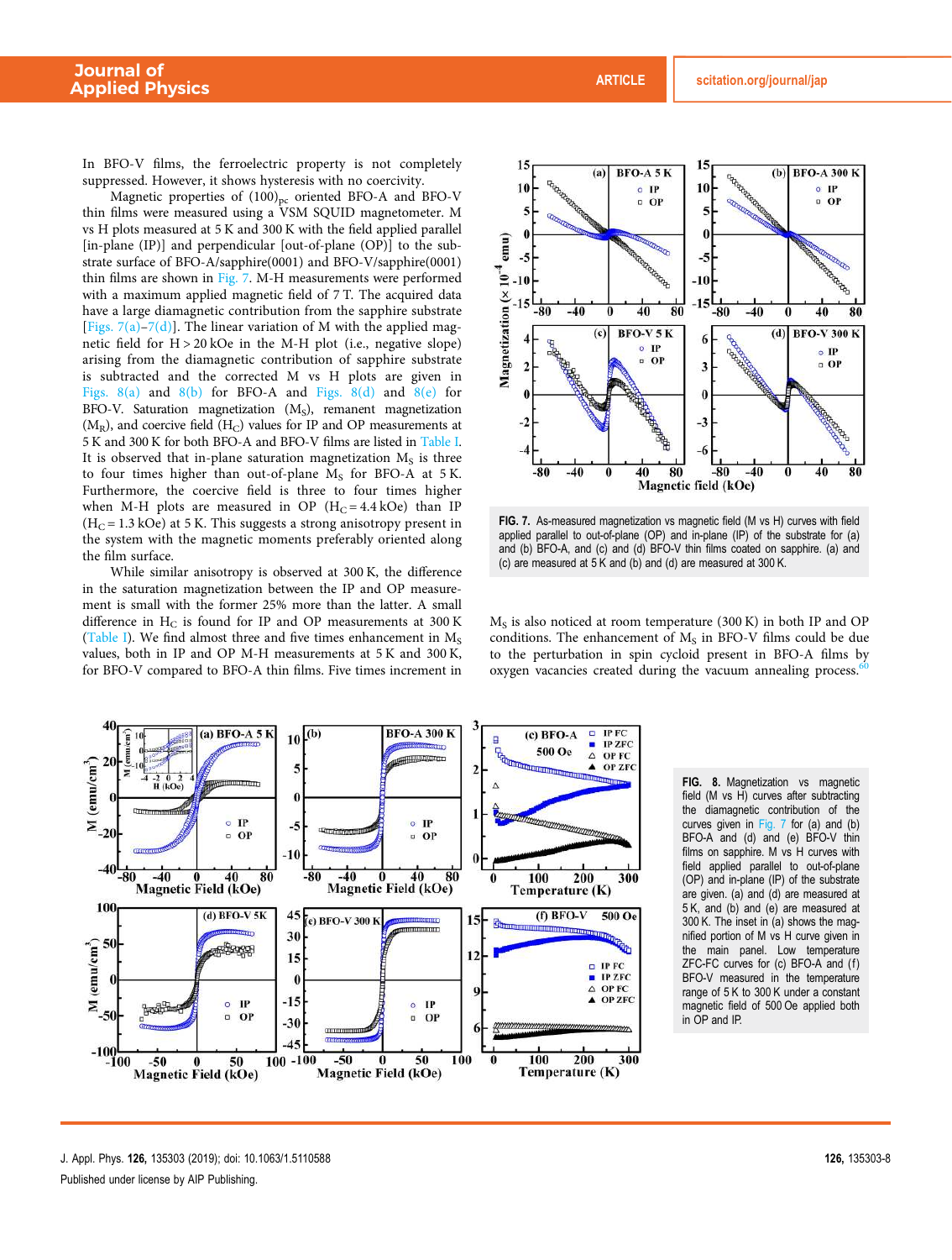In BFO-V films, the ferroelectric property is not completely suppressed. However, it shows hysteresis with no coercivity.

Magnetic properties of $(100)_{pc}$ oriented BFO-A and BFO-V thin films were measured using a VSM SQUID magnetometer. M vs H plots measured at 5 K and 300 K with the field applied parallel [in-plane (IP)] and perpendicular [out-of-plane (OP)] to the substrate surface of BFO-A/sapphire(0001) and BFO-V/sapphire(0001) thin films are shown in Fig. 7. M-H measurements were performed with a maximum applied magnetic field of 7 T. The acquired data have a large diamagnetic contribution from the sapphire substrate [Figs. 7(a)–7(d)]. The linear variation of M with the applied magnetic field for H > 20 kOe in the M-H plot (i.e., negative slope) arising from the diamagnetic contribution of sapphire substrate is subtracted and the corrected M vs H plots are given in Figs. 8(a) and 8(b) for BFO-A and Figs. 8(d) and 8(e) for BFO-V. Saturation magnetization ($M_S$), remanent magnetization ($M_R$), and coercive field ($H_C$) values for IP and OP measurements at 5 K and 300 K for both BFO-A and BFO-V films are listed in Table I. It is observed that in-plane saturation magnetization $M_S$ is three to four times higher than out-of-plane $M_S$ for BFO-A at 5 K. Furthermore, the coercive field is three to four times higher when M-H plots are measured in OP ($H_C$ = 4.4 kOe) than IP ($H_C$ = 1.3 kOe) at 5 K. This suggests a strong anisotropy present in the system with the magnetic moments preferably oriented along the film surface.

While similar anisotropy is observed at 300 K, the difference in the saturation magnetization between the IP and OP measurement is small with the former 25% more than the latter. A small difference in $H_C$ is found for IP and OP measurements at 300 K (Table I). We find almost three and five times enhancement in $M_S$ values, both in IP and OP M-H measurements at 5 K and 300 K, for BFO-V compared to BFO-A thin films. Five times increment in $M_S$ is also noticed at room temperature (300 K) in both IP and OP conditions. The enhancement of $M_S$ in BFO-V films could be due to the perturbation in spin cycloid present in BFO-A films by oxygen vacancies created during the vacuum annealing process.[60]

FIG. 7. As-measured magnetization vs magnetic field (M vs H) curves with field applied parallel to out-of-plane (OP) and in-plane (IP) of the substrate for (a) and (b) BFO-A, and (c) and (d) BFO-V thin films coated on sapphire. (a) and (c) are measured at 5 K and (b) and (d) are measured at 300 K.

FIG. 8. Magnetization vs magnetic field (M vs H) curves after subtracting the diamagnetic contribution of the curves given in Fig. 7 for (a) and (b) BFO-A and (d) and (e) BFO-V thin films on sapphire. M vs H curves with field applied parallel to out-of-plane (OP) and in-plane (IP) of the substrate are given. (a) and (d) are measured at 5 K, and (b) and (e) are measured at 300 K. The inset in (a) shows the magnified portion of M vs H curve given in the main panel. Low temperature ZFC-FC curves for (c) BFO-A and (f) BFO-V measured in the temperature range of 5 K to 300 K under a constant magnetic field of 500 Oe applied both in OP and IP.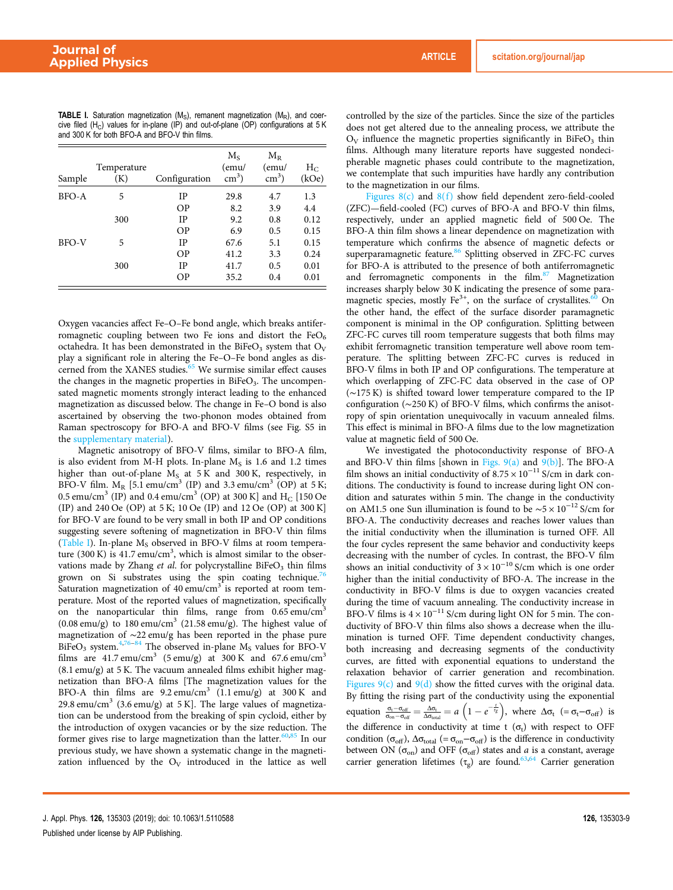**TABLE I.** Saturation magnetization ($M_S$), remanent magnetization ($M_R$), and coercive filed ($H_C$) values for in-plane (IP) and out-of-plane (OP) configurations at 5 K and 300 K for both BFO-A and BFO-V thin films.

| Sample | Temperature (K) | Configuration | $M_S$ (emu/cm$^3$) | $M_R$ (emu/cm$^3$) | $H_C$ (kOe) |
|---|---|---|---|---|---|
| BFO-A | 5 | IP | 29.8 | 4.7 | 1.3 |
| | | OP | 8.2 | 3.9 | 4.4 |
| | 300 | IP | 9.2 | 0.8 | 0.12 |
| | | OP | 6.9 | 0.5 | 0.15 |
| BFO-V | 5 | IP | 67.6 | 5.1 | 0.15 |
| | | OP | 41.2 | 3.3 | 0.24 |
| | 300 | IP | 41.7 | 0.5 | 0.01 |
| | | OP | 35.2 | 0.4 | 0.01 |

Oxygen vacancies affect Fe–O–Fe bond angle, which breaks antiferromagnetic coupling between two Fe ions and distort the $FeO_6$ octahedra. It has been demonstrated in the $BiFeO_3$ system that $O_V$ play a significant role in altering the Fe–O–Fe bond angles as discerned from the XANES studies.[65] We surmise similar effect causes the changes in the magnetic properties in $BiFeO_3$. The uncompensated magnetic moments strongly interact leading to the enhanced magnetization as discussed below. The change in Fe–O bond is also ascertained by observing the two-phonon modes obtained from Raman spectroscopy for BFO-A and BFO-V films (see Fig. S5 in the supplementary material).

Magnetic anisotropy of BFO-V films, similar to BFO-A film, is also evident from M-H plots. In-plane $M_S$ is 1.6 and 1.2 times higher than out-of-plane $M_S$ at 5 K and 300 K, respectively, in BFO-V film. $M_R$ [5.1 emu/cm$^3$ (IP) and 3.3 emu/cm$^3$ (OP) at 5 K; 0.5 emu/cm$^3$ (IP) and 0.4 emu/cm$^3$ (OP) at 300 K] and $H_C$ [150 Oe (IP) and 240 Oe (OP) at 5 K; 10 Oe (IP) and 12 Oe (OP) at 300 K] for BFO-V are found to be very small in both IP and OP conditions suggesting severe softening of magnetization in BFO-V thin films (Table I). In-plane $M_S$ observed in BFO-V films at room temperature (300 K) is 41.7 emu/cm$^3$, which is almost similar to the observations made by Zhang *et al.* for polycrystalline $BiFeO_3$ thin films grown on Si substrates using the spin coating technique.[76] Saturation magnetization of 40 emu/cm$^3$ is reported at room temperature. Most of the reported values of magnetization, specifically on the nanoparticular thin films, range from 0.65 emu/cm$^3$ (0.08 emu/g) to 180 emu/cm$^3$ (21.58 emu/g). The highest value of magnetization of ∼22 emu/g has been reported in the phase pure $BiFeO_3$ system.[4,76–84] The observed in-plane $M_S$ values for BFO-V films are 41.7 emu/cm$^3$ (5 emu/g) at 300 K and 67.6 emu/cm$^3$ (8.1 emu/g) at 5 K. The vacuum annealed films exhibit higher magnetization than BFO-A films [The magnetization values for the BFO-A thin films are 9.2 emu/cm$^3$ (1.1 emu/g) at 300 K and 29.8 emu/cm$^3$ (3.6 emu/g) at 5 K]. The large values of magnetization can be understood from the breaking of spin cycloid, either by the introduction of oxygen vacancies or by the size reduction. The former gives rise to large magnetization than the latter.[60,85] In our previous study, we have shown a systematic change in the magnetization influenced by the $O_V$ introduced in the lattice as well controlled by the size of the particles. Since the size of the particles does not get altered due to the annealing process, we attribute the $O_V$ influence the magnetic properties significantly in $BiFeO_3$ thin films. Although many literature reports have suggested nondecipherable magnetic phases could contribute to the magnetization, we contemplate that such impurities have hardly any contribution to the magnetization in our films.

Figures 8(c) and 8(f) show field dependent zero-field-cooled (ZFC)—field-cooled (FC) curves of BFO-A and BFO-V thin films, respectively, under an applied magnetic field of 500 Oe. The BFO-A thin film shows a linear dependence on magnetization with temperature which confirms the absence of magnetic defects or superparamagnetic feature.[86] Splitting observed in ZFC-FC curves for BFO-A is attributed to the presence of both antiferromagnetic and ferromagnetic components in the film.[87] Magnetization increases sharply below 30 K indicating the presence of some paramagnetic species, mostly $Fe^{3+}$, on the surface of crystallites.[60] On the other hand, the effect of the surface disorder paramagnetic component is minimal in the OP configuration. Splitting between ZFC-FC curves till room temperature suggests that both films may exhibit ferromagnetic transition temperature well above room temperature. The splitting between ZFC-FC curves is reduced in BFO-V films in both IP and OP configurations. The temperature at which overlapping of ZFC-FC data observed in the case of OP (∼175 K) is shifted toward lower temperature compared to the IP configuration (∼250 K) of BFO-V films, which confirms the anisotropy of spin orientation unequivocally in vacuum annealed films. This effect is minimal in BFO-A films due to the low magnetization value at magnetic field of 500 Oe.

We investigated the photoconductivity response of BFO-A and BFO-V thin films [shown in Figs. 9(a) and 9(b)]. The BFO-A film shows an initial conductivity of $8.75 \times 10^{-11}$ S/cm in dark conditions. The conductivity is found to increase during light ON condition and saturates within 5 min. The change in the conductivity on AM1.5 one Sun illumination is found to be $\sim 5 \times 10^{-12}$ S/cm for BFO-A. The conductivity decreases and reaches lower values than the initial conductivity when the illumination is turned OFF. All the four cycles represent the same behavior and conductivity keeps decreasing with the number of cycles. In contrast, the BFO-V film shows an initial conductivity of $3 \times 10^{-10}$ S/cm which is one order higher than the initial conductivity of BFO-A. The increase in the conductivity in BFO-V films is due to oxygen vacancies created during the time of vacuum annealing. The conductivity increase in BFO-V films is $4 \times 10^{-11}$ S/cm during light ON for 5 min. The conductivity of BFO-V thin films also shows a decrease when the illumination is turned OFF. Time dependent conductivity changes, both increasing and decreasing segments of the conductivity curves, are fitted with exponential equations to understand the relaxation behavior of carrier generation and recombination. Figures 9(c) and 9(d) show the fitted curves with the original data. By fitting the rising part of the conductivity using the exponential equation $\frac{\sigma_t - \sigma_{off}}{\sigma_{on} - \sigma_{off}} = \frac{\Delta\sigma_t}{\Delta\sigma_{total}} = a\left(1 - e^{-\frac{t}{\tau_g}}\right)$, where $\Delta\sigma_t$ ($= \sigma_t - \sigma_{off}$) is the difference in conductivity at time t ($\sigma_t$) with respect to OFF condition ($\sigma_{off}$), $\Delta\sigma_{total}$ ($= \sigma_{on} - \sigma_{off}$) is the difference in conductivity between ON ($\sigma_{on}$) and OFF ($\sigma_{off}$) states and *a* is a constant, average carrier generation lifetimes ($\tau_g$) are found.[63,64] Carrier generation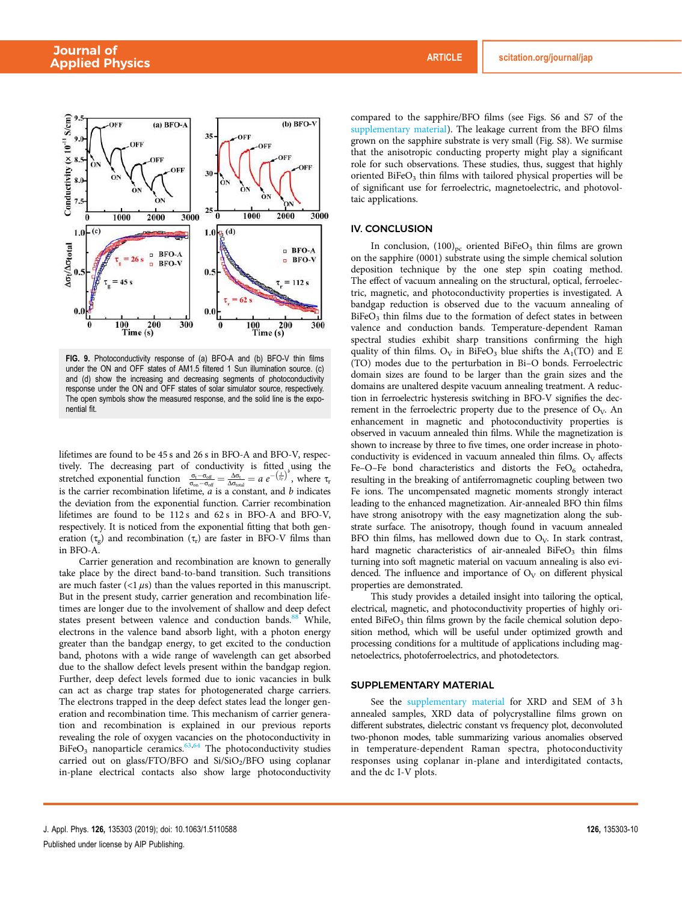FIG. 9. Photoconductivity response of (a) BFO-A and (b) BFO-V thin films under the ON and OFF states of AM1.5 filtered 1 Sun illumination source. (c) and (d) show the increasing and decreasing segments of photoconductivity response under the ON and OFF states of solar simulator source, respectively. The open symbols show the measured response, and the solid line is the exponential fit.

lifetimes are found to be 45 s and 26 s in BFO-A and BFO-V, respectively. The decreasing part of conductivity is fitted using the stretched exponential function $\frac{\sigma_t - \sigma_{off}}{\sigma_{on} - \sigma_{off}} = \frac{\Delta\sigma_t}{\Delta\sigma_{total}} = a\, e^{-\left(\frac{t}{\tau_r}\right)^b}$, where $\tau_r$ is the carrier recombination lifetime, $a$ is a constant, and $b$ indicates the deviation from the exponential function. Carrier recombination lifetimes are found to be 112 s and 62 s in BFO-A and BFO-V, respectively. It is noticed from the exponential fitting that both generation ($\tau_g$) and recombination ($\tau_r$) are faster in BFO-V films than in BFO-A.

Carrier generation and recombination are known to generally take place by the direct band-to-band transition. Such transitions are much faster (<1 $\mu$s) than the values reported in this manuscript. But in the present study, carrier generation and recombination lifetimes are longer due to the involvement of shallow and deep defect states present between valence and conduction bands.[88] While, electrons in the valence band absorb light, with a photon energy greater than the bandgap energy, to get excited to the conduction band, photons with a wide range of wavelength can get absorbed due to the shallow defect levels present within the bandgap region. Further, deep defect levels formed due to ionic vacancies in bulk can act as charge trap states for photogenerated charge carriers. The electrons trapped in the deep defect states lead the longer generation and recombination time. This mechanism of carrier generation and recombination is explained in our previous reports revealing the role of oxygen vacancies on the photoconductivity in $BiFeO_3$ nanoparticle ceramics.[63,64] The photoconductivity studies carried out on glass/FTO/BFO and $Si/SiO_2$/BFO using coplanar in-plane electrical contacts also show large photoconductivity compared to the sapphire/BFO films (see Figs. S6 and S7 of the supplementary material). The leakage current from the BFO films grown on the sapphire substrate is very small (Fig. S8). We surmise that the anisotropic conducting property might play a significant role for such observations. These studies, thus, suggest that highly oriented $BiFeO_3$ thin films with tailored physical properties will be of significant use for ferroelectric, magnetoelectric, and photovoltaic applications.

## IV. CONCLUSION

In conclusion, $(100)_{pc}$ oriented $BiFeO_3$ thin films are grown on the sapphire (0001) substrate using the simple chemical solution deposition technique by the one step spin coating method. The effect of vacuum annealing on the structural, optical, ferroelectric, magnetic, and photoconductivity properties is investigated. A bandgap reduction is observed due to the vacuum annealing of $BiFeO_3$ thin films due to the formation of defect states in between valence and conduction bands. Temperature-dependent Raman spectral studies exhibit sharp transitions confirming the high quality of thin films. $O_V$ in $BiFeO_3$ blue shifts the $A_1$(TO) and E (TO) modes due to the perturbation in Bi–O bonds. Ferroelectric domain sizes are found to be larger than the grain sizes and the domains are unaltered despite vacuum annealing treatment. A reduction in ferroelectric hysteresis switching in BFO-V signifies the decrement in the ferroelectric property due to the presence of $O_V$. An enhancement in magnetic and photoconductivity properties is observed in vacuum annealed thin films. While the magnetization is shown to increase by three to five times, one order increase in photoconductivity is evidenced in vacuum annealed thin films. $O_V$ affects Fe–O–Fe bond characteristics and distorts the $FeO_6$ octahedra, resulting in the breaking of antiferromagnetic coupling between two Fe ions. The uncompensated magnetic moments strongly interact leading to the enhanced magnetization. Air-annealed BFO thin films have strong anisotropy with the easy magnetization along the substrate surface. The anisotropy, though found in vacuum annealed BFO thin films, has mellowed down due to $O_V$. In stark contrast, hard magnetic characteristics of air-annealed $BiFeO_3$ thin films turning into soft magnetic material on vacuum annealing is also evidenced. The influence and importance of $O_V$ on different physical properties are demonstrated.

This study provides a detailed insight into tailoring the optical, electrical, magnetic, and photoconductivity properties of highly oriented $BiFeO_3$ thin films grown by the facile chemical solution deposition method, which will be useful under optimized growth and processing conditions for a multitude of applications including magnetoelectrics, photoferroelectrics, and photodetectors.

## SUPPLEMENTARY MATERIAL

See the supplementary material for XRD and SEM of 3 h annealed samples, XRD data of polycrystalline films grown on different substrates, dielectric constant vs frequency plot, deconvoluted two-phonon modes, table summarizing various anomalies observed in temperature-dependent Raman spectra, photoconductivity responses using coplanar in-plane and interdigitated contacts, and the dc I-V plots.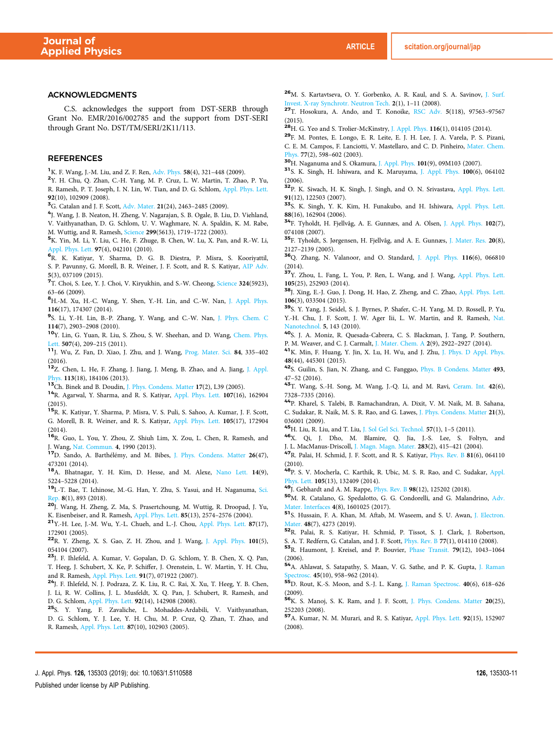## ACKNOWLEDGMENTS

C.S. acknowledges the support from DST-SERB through Grant No. EMR/2016/002785 and the support from DST-SERI through Grant No. DST/TM/SERI/2K11/113.

## REFERENCES

[1] K. F. Wang, J.-M. Liu, and Z. F. Ren, Adv. Phys. **58**(4), 321–448 (2009).

[2] Y. H. Chu, Q. Zhan, C.-H. Yang, M. P. Cruz, L. W. Martin, T. Zhao, P. Yu, R. Ramesh, P. T. Joseph, I. N. Lin, W. Tian, and D. G. Schlom, Appl. Phys. Lett. **92**(10), 102909 (2008).

[3] G. Catalan and J. F. Scott, Adv. Mater. **21**(24), 2463–2485 (2009).

[4] J. Wang, J. B. Neaton, H. Zheng, V. Nagarajan, S. B. Ogale, B. Liu, D. Viehland, V. Vaithyanathan, D. G. Schlom, U. V. Waghmare, N. A. Spaldin, K. M. Rabe, M. Wuttig, and R. Ramesh, Science **299**(5613), 1719–1722 (2003).

[5] K. Yin, M. Li, Y. Liu, C. He, F. Zhuge, B. Chen, W. Lu, X. Pan, and R.-W. Li, Appl. Phys. Lett. **97**(4), 042101 (2010).

[6] R. K. Katiyar, Y. Sharma, D. G. B. Diestra, P. Misra, S. Kooriyattil, S. P. Pavunny, G. Morell, B. R. Weiner, J. F. Scott, and R. S. Katiyar, AIP Adv. **5**(3), 037109 (2015).

[7] T. Choi, S. Lee, Y. J. Choi, V. Kiryukhin, and S.-W. Cheong, Science **324**(5923), 63–66 (2009).

[8] H.-M. Xu, H.-C. Wang, Y. Shen, Y.-H. Lin, and C.-W. Nan, J. Appl. Phys. **116**(17), 174307 (2014).

[9] S. Li, Y.-H. Lin, B.-P. Zhang, Y. Wang, and C.-W. Nan, J. Phys. Chem. C **114**(7), 2903–2908 (2010).

[10] Y. Lin, G. Yuan, R. Liu, S. Zhou, S. W. Sheehan, and D. Wang, Chem. Phys. Lett. **507**(4), 209–215 (2011).

[11] J. Wu, Z. Fan, D. Xiao, J. Zhu, and J. Wang, Prog. Mater. Sci. **84**, 335–402 (2016).

[12] Z. Chen, L. He, F. Zhang, J. Jiang, J. Meng, B. Zhao, and A. Jiang, J. Appl. Phys. **113**(18), 184106 (2013).

[13] Ch. Binek and B. Doudin, J. Phys. Condens. Matter **17**(2), L39 (2005).

[14] R. Agarwal, Y. Sharma, and R. S. Katiyar, Appl. Phys. Lett. **107**(16), 162904 (2015).

[15] R. K. Katiyar, Y. Sharma, P. Misra, V. S. Puli, S. Sahoo, A. Kumar, J. F. Scott, G. Morell, B. R. Weiner, and R. S. Katiyar, Appl. Phys. Lett. **105**(17), 172904 (2014).

[16] R. Guo, L. You, Y. Zhou, Z. Shiuh Lim, X. Zou, L. Chen, R. Ramesh, and J. Wang, Nat. Commun. **4**, 1990 (2013).

[17] D. Sando, A. Barthélémy, and M. Bibes, J. Phys. Condens. Matter **26**(47), 473201 (2014).

[18] A. Bhatnagar, Y. H. Kim, D. Hesse, and M. Alexe, Nano Lett. **14**(9), 5224–5228 (2014).

[19] I.-T. Bae, T. Ichinose, M.-G. Han, Y. Zhu, S. Yasui, and H. Naganuma, Sci. Rep. **8**(1), 893 (2018).

[20] J. Wang, H. Zheng, Z. Ma, S. Prasertchoung, M. Wuttig, R. Droopad, J. Yu, K. Eisenbeiser, and R. Ramesh, Appl. Phys. Lett. **85**(13), 2574–2576 (2004).

[21] Y.-H. Lee, J.-M. Wu, Y.-L. Chueh, and L.-J. Chou, Appl. Phys. Lett. **87**(17), 172901 (2005).

[22] R. Y. Zheng, X. S. Gao, Z. H. Zhou, and J. Wang, J. Appl. Phys. **101**(5), 054104 (2007).

[23] J. F. Ihlefeld, A. Kumar, V. Gopalan, D. G. Schlom, Y. B. Chen, X. Q. Pan, T. Heeg, J. Schubert, X. Ke, P. Schiffer, J. Orenstein, L. W. Martin, Y. H. Chu, and R. Ramesh, Appl. Phys. Lett. **91**(7), 071922 (2007).

[24] J. F. Ihlefeld, N. J. Podraza, Z. K. Liu, R. C. Rai, X. Xu, T. Heeg, Y. B. Chen, J. Li, R. W. Collins, J. L. Musfeldt, X. Q. Pan, J. Schubert, R. Ramesh, and D. G. Schlom, Appl. Phys. Lett. **92**(14), 142908 (2008).

[25] S. Y. Yang, F. Zavaliche, L. Mohaddes-Ardabili, V. Vaithyanathan, D. G. Schlom, Y. J. Lee, Y. H. Chu, M. P. Cruz, Q. Zhan, T. Zhao, and R. Ramesh, Appl. Phys. Lett. **87**(10), 102903 (2005).

[26] M. S. Kartavtseva, O. Y. Gorbenko, A. R. Kaul, and S. A. Savinov, J. Surf. Invest. X-ray Synchrotr. Neutron Tech. **2**(1), 1–11 (2008).

[27] T. Hosokura, A. Ando, and T. Konoike, RSC Adv. **5**(118), 97563–97567 (2015).

[28] H. G. Yeo and S. Trolier-McKinstry, J. Appl. Phys. **116**(1), 014105 (2014).

[29] F. M. Pontes, E. Longo, E. R. Leite, E. J. H. Lee, J. A. Varela, P. S. Pizani, C. E. M. Campos, F. Lanciotti, V. Mastellaro, and C. D. Pinheiro, Mater. Chem. Phys. **77**(2), 598–602 (2003).

[30] H. Naganuma and S. Okamura, J. Appl. Phys. **101**(9), 09M103 (2007).

[31] S. K. Singh, H. Ishiwara, and K. Maruyama, J. Appl. Phys. **100**(6), 064102 (2006).

[32] P. K. Siwach, H. K. Singh, J. Singh, and O. N. Srivastava, Appl. Phys. Lett. **91**(12), 122503 (2007).

[33] S. K. Singh, Y. K. Kim, H. Funakubo, and H. Ishiwara, Appl. Phys. Lett. **88**(16), 162904 (2006).

[34] F. Tyholdt, H. Fjellvåg, A. E. Gunnæs, and A. Olsen, J. Appl. Phys. **102**(7), 074108 (2007).

[35] F. Tyholdt, S. Jørgensen, H. Fjellvåg, and A. E. Gunnæs, J. Mater. Res. **20**(8), 2127–2139 (2005).

[36] Q. Zhang, N. Valanoor, and O. Standard, J. Appl. Phys. **116**(6), 066810 (2014).

[37] Y. Zhou, L. Fang, L. You, P. Ren, L. Wang, and J. Wang, Appl. Phys. Lett. **105**(25), 252903 (2014).

[38] J. Xing, E.-J. Guo, J. Dong, H. Hao, Z. Zheng, and C. Zhao, Appl. Phys. Lett. **106**(3), 033504 (2015).

[39] S. Y. Yang, J. Seidel, S. J. Byrnes, P. Shafer, C.-H. Yang, M. D. Rossell, P. Yu, Y.-H. Chu, J. F. Scott, J. W. Ager Iii, L. W. Martin, and R. Ramesh, Nat. Nanotechnol. **5**, 143 (2010).

[40] S. J. A. Moniz, R. Quesada-Cabrera, C. S. Blackman, J. Tang, P. Southern, P. M. Weaver, and C. J. Carmalt, J. Mater. Chem. A **2**(9), 2922–2927 (2014).

[41] K. Min, F. Huang, Y. Jin, X. Lu, H. Wu, and J. Zhu, J. Phys. D Appl. Phys. **48**(44), 445301 (2015).

[42] S. Guilin, S. Jian, N. Zhang, and C. Fanggao, Phys. B Condens. Matter **493**, 47–52 (2016).

[43] T. Wang, S.-H. Song, M. Wang, J.-Q. Li, and M. Ravi, Ceram. Int. **42**(6), 7328–7335 (2016).

[44] P. Kharel, S. Talebi, B. Ramachandran, A. Dixit, V. M. Naik, M. B. Sahana, C. Sudakar, R. Naik, M. S. R. Rao, and G. Lawes, J. Phys. Condens. Matter **21**(3), 036001 (2009).

[45] H. Liu, R. Liu, and T. Liu, J. Sol Gel Sci. Technol. **57**(1), 1–5 (2011).

[46] X. Qi, J. Dho, M. Blamire, Q. Jia, J.-S. Lee, S. Foltyn, and J. L. MacManus-Driscoll, J. Magn. Magn. Mater. **283**(2), 415–421 (2004).

[47] R. Palai, H. Schmid, J. F. Scott, and R. S. Katiyar, Phys. Rev. B **81**(6), 064110 (2010).

[48] P. S. V. Mocherla, C. Karthik, R. Ubic, M. S. R. Rao, and C. Sudakar, Appl. Phys. Lett. **105**(13), 132409 (2014).

[49] J. Gebhardt and A. M. Rappe, Phys. Rev. B **98**(12), 125202 (2018).

[50] M. R. Catalano, G. Spedalotto, G. G. Condorelli, and G. Malandrino, Adv. Mater. Interfaces **4**(8), 1601025 (2017).

[51] S. Hussain, F. A. Khan, M. Aftab, M. Waseem, and S. U. Awan, J. Electron. Mater. **48**(7), 4273 (2019).

[52] R. Palai, R. S. Katiyar, H. Schmid, P. Tissot, S. J. Clark, J. Robertson, S. A. T. Redfern, G. Catalan, and J. F. Scott, Phys. Rev. B **77**(1), 014110 (2008).

[53] R. Haumont, J. Kreisel, and P. Bouvier, Phase Transit. **79**(12), 1043–1064 (2006).

[54] A. Ahlawat, S. Satapathy, S. Maan, V. G. Sathe, and P. K. Gupta, J. Raman Spectrosc. **45**(10), 958–962 (2014).

[55] D. Rout, K.-S. Moon, and S.-J. L. Kang, J. Raman Spectrosc. **40**(6), 618–626 (2009).

[56] K. S. Manoj, S. K. Ram, and J. F. Scott, J. Phys. Condens. Matter **20**(25), 252203 (2008).

[57] A. Kumar, N. M. Murari, and R. S. Katiyar, Appl. Phys. Lett. **92**(15), 152907 (2008).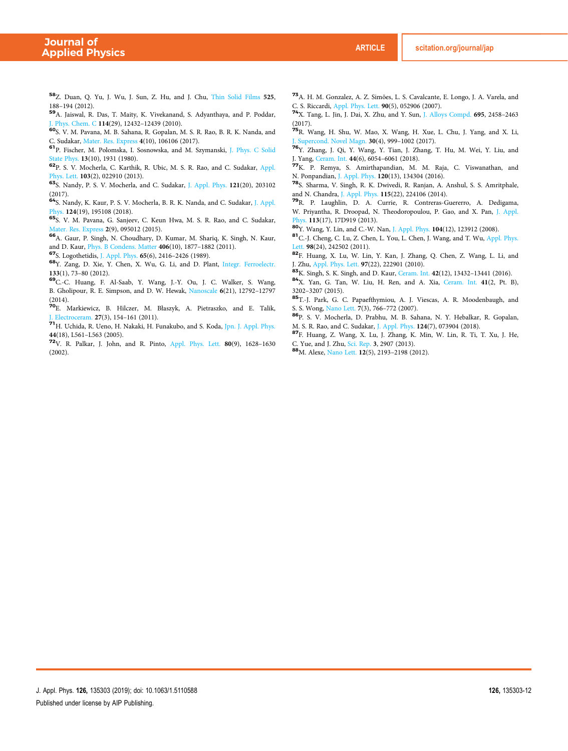[58] Z. Duan, Q. Yu, J. Wu, J. Sun, Z. Hu, and J. Chu, Thin Solid Films **525**, 188–194 (2012).

[59] A. Jaiswal, R. Das, T. Maity, K. Vivekanand, S. Adyanthaya, and P. Poddar, J. Phys. Chem. C **114**(29), 12432–12439 (2010).

[60] S. V. M. Pavana, M. B. Sahana, R. Gopalan, M. S. R. Rao, B. R. K. Nanda, and C. Sudakar, Mater. Res. Express **4**(10), 106106 (2017).

[61] P. Fischer, M. Polomska, I. Sosnowska, and M. Szymanski, J. Phys. C Solid State Phys. **13**(10), 1931 (1980).

[62] P. S. V. Mocherla, C. Karthik, R. Ubic, M. S. R. Rao, and C. Sudakar, Appl. Phys. Lett. **103**(2), 022910 (2013).

[63] S. Nandy, P. S. V. Mocherla, and C. Sudakar, J. Appl. Phys. **121**(20), 203102 (2017).

[64] S. Nandy, K. Kaur, P. S. V. Mocherla, B. R. K. Nanda, and C. Sudakar, J. Appl. Phys. **124**(19), 195108 (2018).

[65] S. V. M. Pavana, G. Sanjeev, C. Keun Hwa, M. S. R. Rao, and C. Sudakar, Mater. Res. Express **2**(9), 095012 (2015).

[66] A. Gaur, P. Singh, N. Choudhary, D. Kumar, M. Shariq, K. Singh, N. Kaur, and D. Kaur, Phys. B Condens. Matter **406**(10), 1877–1882 (2011).

[67] S. Logothetidis, J. Appl. Phys. **65**(6), 2416–2426 (1989).

[68] Y. Zang, D. Xie, Y. Chen, X. Wu, G. Li, and D. Plant, Integr. Ferroelectr. **133**(1), 73–80 (2012).

[69] C.-C. Huang, F. Al-Saab, Y. Wang, J.-Y. Ou, J. C. Walker, S. Wang, B. Gholipour, R. E. Simpson, and D. W. Hewak, Nanoscale **6**(21), 12792–12797 (2014).

[70] E. Markiewicz, B. Hilczer, M. Błaszyk, A. Pietraszko, and E. Talik, J. Electroceram. **27**(3), 154–161 (2011).

[71] H. Uchida, R. Ueno, H. Nakaki, H. Funakubo, and S. Koda, Jpn. J. Appl. Phys. **44**(18), L561–L563 (2005).

[72] V. R. Palkar, J. John, and R. Pinto, Appl. Phys. Lett. **80**(9), 1628–1630 (2002).

[73] A. H. M. Gonzalez, A. Z. Simões, L. S. Cavalcante, E. Longo, J. A. Varela, and C. S. Riccardi, Appl. Phys. Lett. **90**(5), 052906 (2007).

[74] X. Tang, L. Jin, J. Dai, X. Zhu, and Y. Sun, J. Alloys Compd. **695**, 2458–2463 (2017).

[75] R. Wang, H. Shu, W. Mao, X. Wang, H. Xue, L. Chu, J. Yang, and X. Li, J. Supercond. Novel Magn. **30**(4), 999–1002 (2017).

[76] Y. Zhang, J. Qi, Y. Wang, Y. Tian, J. Zhang, T. Hu, M. Wei, Y. Liu, and J. Yang, Ceram. Int. **44**(6), 6054–6061 (2018).

[77] K. P. Remya, S. Amirthapandian, M. M. Raja, C. Viswanathan, and N. Ponpandian, J. Appl. Phys. **120**(13), 134304 (2016).

[78] S. Sharma, V. Singh, R. K. Dwivedi, R. Ranjan, A. Anshul, S. S. Amritphale, and N. Chandra, J. Appl. Phys. **115**(22), 224106 (2014).

[79] R. P. Laughlin, D. A. Currie, R. Contreras-Guererro, A. Dedigama, W. Priyantha, R. Droopad, N. Theodoropoulou, P. Gao, and X. Pan, J. Appl. Phys. **113**(17), 17D919 (2013).

[80] Y. Wang, Y. Lin, and C.-W. Nan, J. Appl. Phys. **104**(12), 123912 (2008).

[81] C.-J. Cheng, C. Lu, Z. Chen, L. You, L. Chen, J. Wang, and T. Wu, Appl. Phys. Lett. **98**(24), 242502 (2011).

[82] F. Huang, X. Lu, W. Lin, Y. Kan, J. Zhang, Q. Chen, Z. Wang, L. Li, and J. Zhu, Appl. Phys. Lett. **97**(22), 222901 (2010).

[83] K. Singh, S. K. Singh, and D. Kaur, Ceram. Int. **42**(12), 13432–13441 (2016).

[84] X. Yan, G. Tan, W. Liu, H. Ren, and A. Xia, Ceram. Int. **41**(2, Pt. B), 3202–3207 (2015).

[85] T.-J. Park, G. C. Papaefthymiou, A. J. Viescas, A. R. Moodenbaugh, and S. S. Wong, Nano Lett. **7**(3), 766–772 (2007).

[86] P. S. V. Mocherla, D. Prabhu, M. B. Sahana, N. Y. Hebalkar, R. Gopalan, M. S. R. Rao, and C. Sudakar, J. Appl. Phys. **124**(7), 073904 (2018).

[87] F. Huang, Z. Wang, X. Lu, J. Zhang, K. Min, W. Lin, R. Ti, T. Xu, J. He, C. Yue, and J. Zhu, Sci. Rep. **3**, 2907 (2013).

[88] M. Alexe, Nano Lett. **12**(5), 2193–2198 (2012).